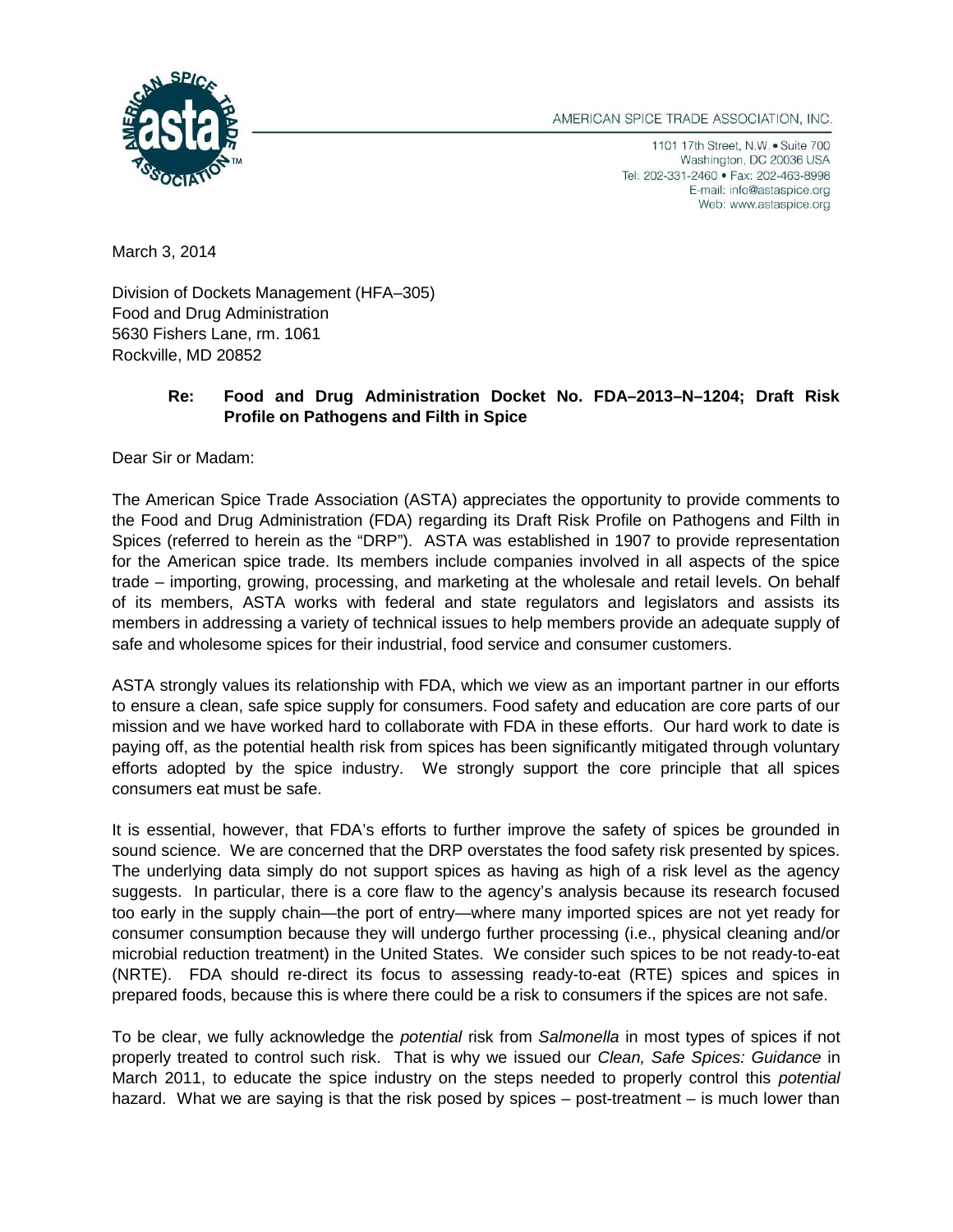AMERICAN SPICE TRADE ASSOCIATION, INC.

1101 17th Street, N.W. • Suite 700
Washington, DC 20036 USA
Tel: 202-331-2460 • Fax: 202-463-8998
E-mail: info@astaspice.org
Web: www.astaspice.org

March 3, 2014

Division of Dockets Management (HFA–305)
Food and Drug Administration
5630 Fishers Lane, rm. 1061
Rockville, MD 20852

**Re: Food and Drug Administration Docket No. FDA–2013–N–1204; Draft Risk Profile on Pathogens and Filth in Spice**

Dear Sir or Madam:

The American Spice Trade Association (ASTA) appreciates the opportunity to provide comments to the Food and Drug Administration (FDA) regarding its Draft Risk Profile on Pathogens and Filth in Spices (referred to herein as the "DRP"). ASTA was established in 1907 to provide representation for the American spice trade. Its members include companies involved in all aspects of the spice trade – importing, growing, processing, and marketing at the wholesale and retail levels. On behalf of its members, ASTA works with federal and state regulators and legislators and assists its members in addressing a variety of technical issues to help members provide an adequate supply of safe and wholesome spices for their industrial, food service and consumer customers.

ASTA strongly values its relationship with FDA, which we view as an important partner in our efforts to ensure a clean, safe spice supply for consumers. Food safety and education are core parts of our mission and we have worked hard to collaborate with FDA in these efforts. Our hard work to date is paying off, as the potential health risk from spices has been significantly mitigated through voluntary efforts adopted by the spice industry. We strongly support the core principle that all spices consumers eat must be safe.

It is essential, however, that FDA's efforts to further improve the safety of spices be grounded in sound science. We are concerned that the DRP overstates the food safety risk presented by spices. The underlying data simply do not support spices as having as high of a risk level as the agency suggests. In particular, there is a core flaw to the agency's analysis because its research focused too early in the supply chain—the port of entry—where many imported spices are not yet ready for consumer consumption because they will undergo further processing (i.e., physical cleaning and/or microbial reduction treatment) in the United States. We consider such spices to be not ready-to-eat (NRTE). FDA should re-direct its focus to assessing ready-to-eat (RTE) spices and spices in prepared foods, because this is where there could be a risk to consumers if the spices are not safe.

To be clear, we fully acknowledge the *potential* risk from *Salmonella* in most types of spices if not properly treated to control such risk. That is why we issued our *Clean, Safe Spices: Guidance* in March 2011, to educate the spice industry on the steps needed to properly control this *potential* hazard. What we are saying is that the risk posed by spices – post-treatment – is much lower than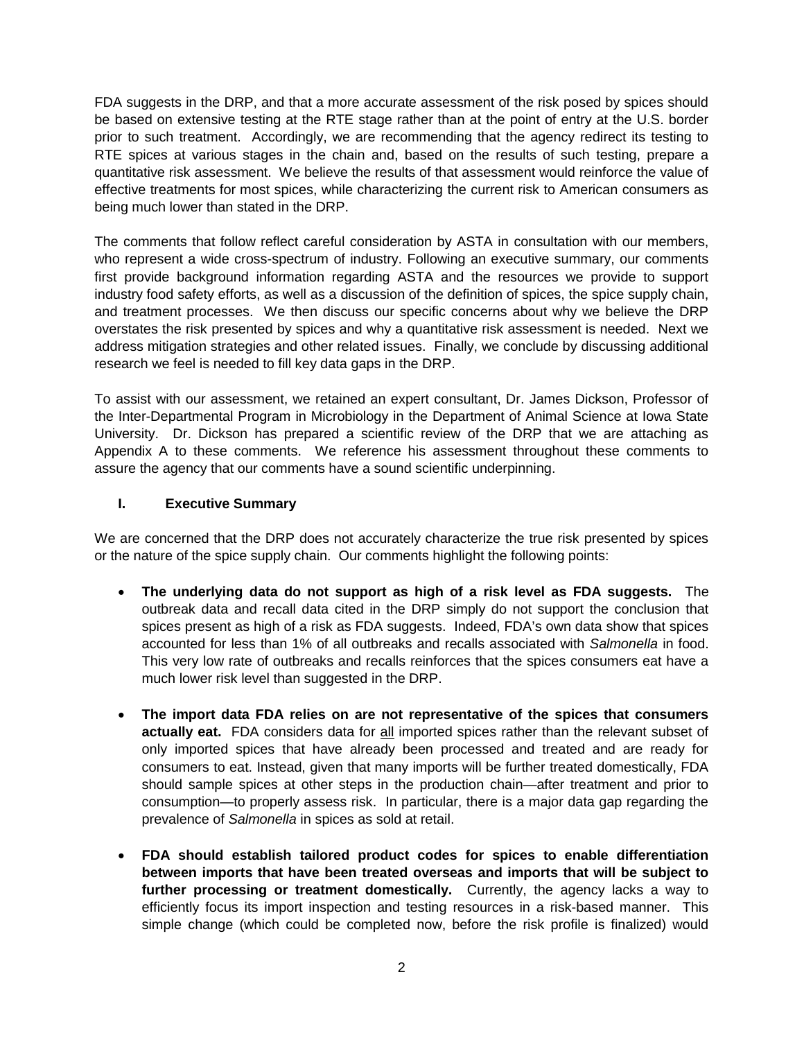FDA suggests in the DRP, and that a more accurate assessment of the risk posed by spices should be based on extensive testing at the RTE stage rather than at the point of entry at the U.S. border prior to such treatment. Accordingly, we are recommending that the agency redirect its testing to RTE spices at various stages in the chain and, based on the results of such testing, prepare a quantitative risk assessment. We believe the results of that assessment would reinforce the value of effective treatments for most spices, while characterizing the current risk to American consumers as being much lower than stated in the DRP.

The comments that follow reflect careful consideration by ASTA in consultation with our members, who represent a wide cross-spectrum of industry. Following an executive summary, our comments first provide background information regarding ASTA and the resources we provide to support industry food safety efforts, as well as a discussion of the definition of spices, the spice supply chain, and treatment processes. We then discuss our specific concerns about why we believe the DRP overstates the risk presented by spices and why a quantitative risk assessment is needed. Next we address mitigation strategies and other related issues. Finally, we conclude by discussing additional research we feel is needed to fill key data gaps in the DRP.

To assist with our assessment, we retained an expert consultant, Dr. James Dickson, Professor of the Inter-Departmental Program in Microbiology in the Department of Animal Science at Iowa State University. Dr. Dickson has prepared a scientific review of the DRP that we are attaching as Appendix A to these comments. We reference his assessment throughout these comments to assure the agency that our comments have a sound scientific underpinning.

## I. Executive Summary

We are concerned that the DRP does not accurately characterize the true risk presented by spices or the nature of the spice supply chain. Our comments highlight the following points:

- **The underlying data do not support as high of a risk level as FDA suggests.** The outbreak data and recall data cited in the DRP simply do not support the conclusion that spices present as high of a risk as FDA suggests. Indeed, FDA's own data show that spices accounted for less than 1% of all outbreaks and recalls associated with *Salmonella* in food. This very low rate of outbreaks and recalls reinforces that the spices consumers eat have a much lower risk level than suggested in the DRP.

- **The import data FDA relies on are not representative of the spices that consumers actually eat.** FDA considers data for all imported spices rather than the relevant subset of only imported spices that have already been processed and treated and are ready for consumers to eat. Instead, given that many imports will be further treated domestically, FDA should sample spices at other steps in the production chain—after treatment and prior to consumption—to properly assess risk. In particular, there is a major data gap regarding the prevalence of *Salmonella* in spices as sold at retail.

- **FDA should establish tailored product codes for spices to enable differentiation between imports that have been treated overseas and imports that will be subject to further processing or treatment domestically.** Currently, the agency lacks a way to efficiently focus its import inspection and testing resources in a risk-based manner. This simple change (which could be completed now, before the risk profile is finalized) would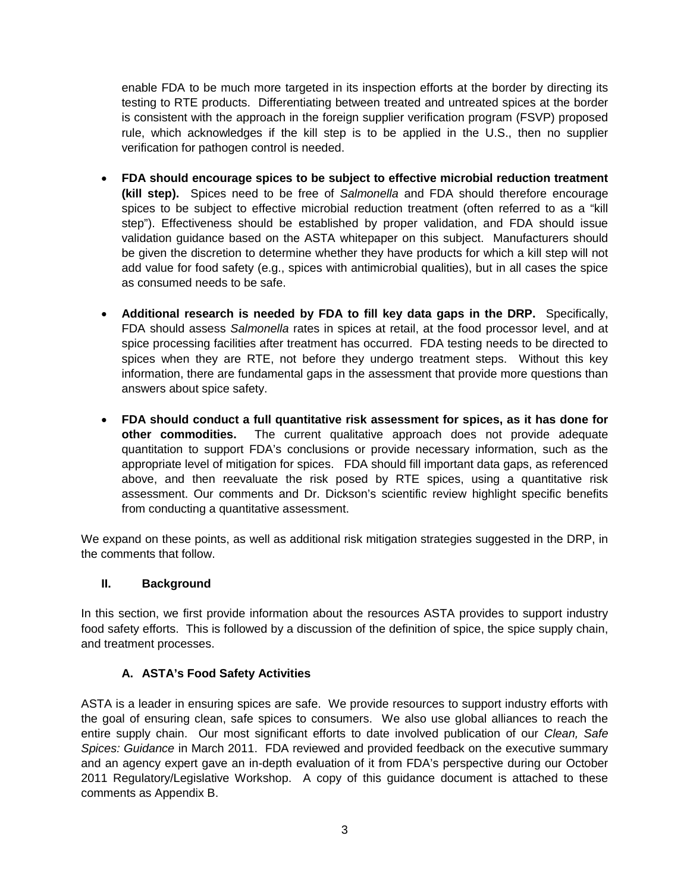enable FDA to be much more targeted in its inspection efforts at the border by directing its testing to RTE products. Differentiating between treated and untreated spices at the border is consistent with the approach in the foreign supplier verification program (FSVP) proposed rule, which acknowledges if the kill step is to be applied in the U.S., then no supplier verification for pathogen control is needed.

- **FDA should encourage spices to be subject to effective microbial reduction treatment (kill step).** Spices need to be free of *Salmonella* and FDA should therefore encourage spices to be subject to effective microbial reduction treatment (often referred to as a "kill step"). Effectiveness should be established by proper validation, and FDA should issue validation guidance based on the ASTA whitepaper on this subject. Manufacturers should be given the discretion to determine whether they have products for which a kill step will not add value for food safety (e.g., spices with antimicrobial qualities), but in all cases the spice as consumed needs to be safe.

- **Additional research is needed by FDA to fill key data gaps in the DRP.** Specifically, FDA should assess *Salmonella* rates in spices at retail, at the food processor level, and at spice processing facilities after treatment has occurred. FDA testing needs to be directed to spices when they are RTE, not before they undergo treatment steps. Without this key information, there are fundamental gaps in the assessment that provide more questions than answers about spice safety.

- **FDA should conduct a full quantitative risk assessment for spices, as it has done for other commodities.** The current qualitative approach does not provide adequate quantitation to support FDA's conclusions or provide necessary information, such as the appropriate level of mitigation for spices. FDA should fill important data gaps, as referenced above, and then reevaluate the risk posed by RTE spices, using a quantitative risk assessment. Our comments and Dr. Dickson's scientific review highlight specific benefits from conducting a quantitative assessment.

We expand on these points, as well as additional risk mitigation strategies suggested in the DRP, in the comments that follow.

## II. Background

In this section, we first provide information about the resources ASTA provides to support industry food safety efforts. This is followed by a discussion of the definition of spice, the spice supply chain, and treatment processes.

### A. ASTA's Food Safety Activities

ASTA is a leader in ensuring spices are safe. We provide resources to support industry efforts with the goal of ensuring clean, safe spices to consumers. We also use global alliances to reach the entire supply chain. Our most significant efforts to date involved publication of our *Clean, Safe Spices: Guidance* in March 2011. FDA reviewed and provided feedback on the executive summary and an agency expert gave an in-depth evaluation of it from FDA's perspective during our October 2011 Regulatory/Legislative Workshop. A copy of this guidance document is attached to these comments as Appendix B.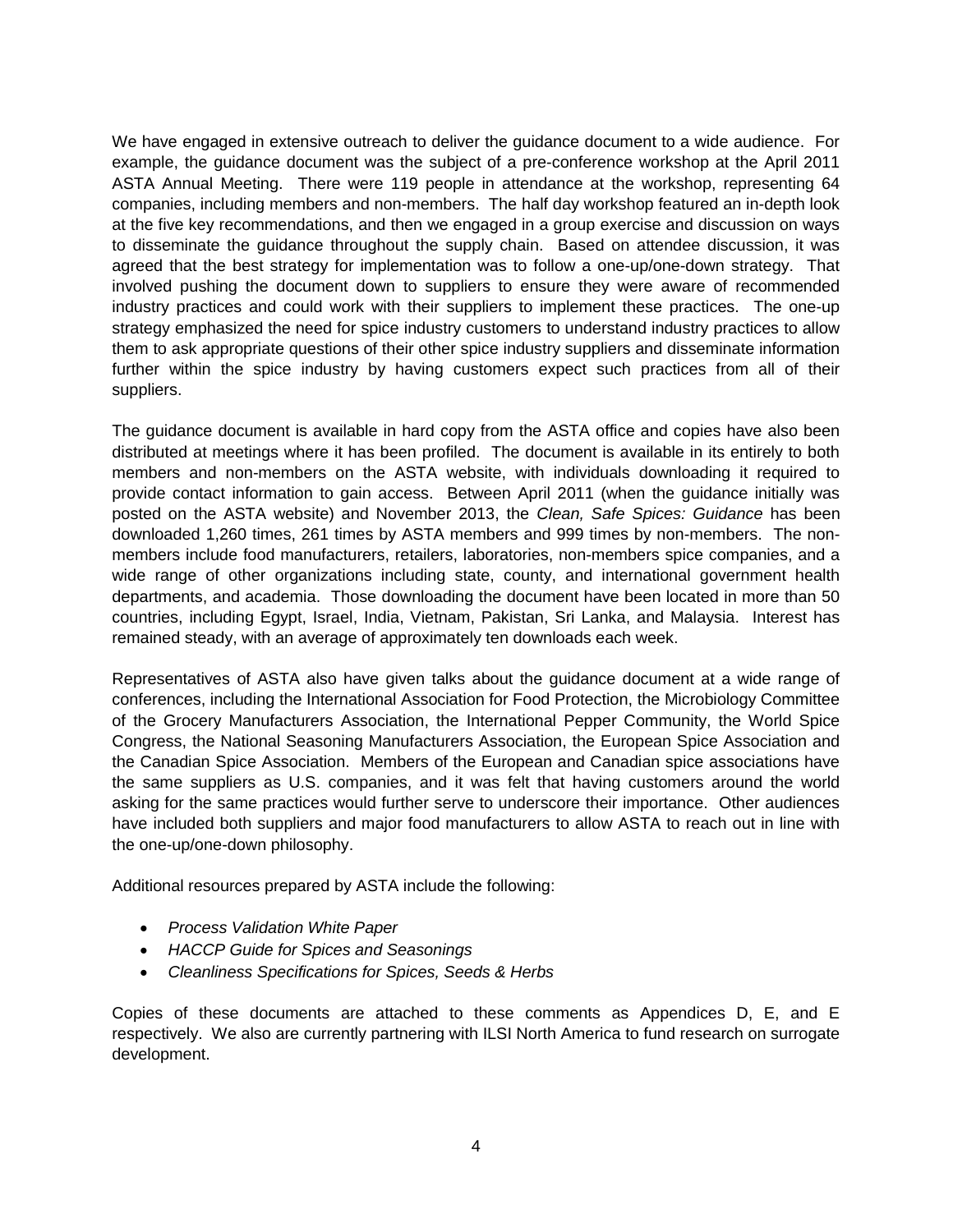We have engaged in extensive outreach to deliver the guidance document to a wide audience. For example, the guidance document was the subject of a pre-conference workshop at the April 2011 ASTA Annual Meeting. There were 119 people in attendance at the workshop, representing 64 companies, including members and non-members. The half day workshop featured an in-depth look at the five key recommendations, and then we engaged in a group exercise and discussion on ways to disseminate the guidance throughout the supply chain. Based on attendee discussion, it was agreed that the best strategy for implementation was to follow a one-up/one-down strategy. That involved pushing the document down to suppliers to ensure they were aware of recommended industry practices and could work with their suppliers to implement these practices. The one-up strategy emphasized the need for spice industry customers to understand industry practices to allow them to ask appropriate questions of their other spice industry suppliers and disseminate information further within the spice industry by having customers expect such practices from all of their suppliers.

The guidance document is available in hard copy from the ASTA office and copies have also been distributed at meetings where it has been profiled. The document is available in its entirely to both members and non-members on the ASTA website, with individuals downloading it required to provide contact information to gain access. Between April 2011 (when the guidance initially was posted on the ASTA website) and November 2013, the *Clean, Safe Spices: Guidance* has been downloaded 1,260 times, 261 times by ASTA members and 999 times by non-members. The non-members include food manufacturers, retailers, laboratories, non-members spice companies, and a wide range of other organizations including state, county, and international government health departments, and academia. Those downloading the document have been located in more than 50 countries, including Egypt, Israel, India, Vietnam, Pakistan, Sri Lanka, and Malaysia. Interest has remained steady, with an average of approximately ten downloads each week.

Representatives of ASTA also have given talks about the guidance document at a wide range of conferences, including the International Association for Food Protection, the Microbiology Committee of the Grocery Manufacturers Association, the International Pepper Community, the World Spice Congress, the National Seasoning Manufacturers Association, the European Spice Association and the Canadian Spice Association. Members of the European and Canadian spice associations have the same suppliers as U.S. companies, and it was felt that having customers around the world asking for the same practices would further serve to underscore their importance. Other audiences have included both suppliers and major food manufacturers to allow ASTA to reach out in line with the one-up/one-down philosophy.

Additional resources prepared by ASTA include the following:

- *Process Validation White Paper*
- *HACCP Guide for Spices and Seasonings*
- *Cleanliness Specifications for Spices, Seeds & Herbs*

Copies of these documents are attached to these comments as Appendices D, E, and E respectively. We also are currently partnering with ILSI North America to fund research on surrogate development.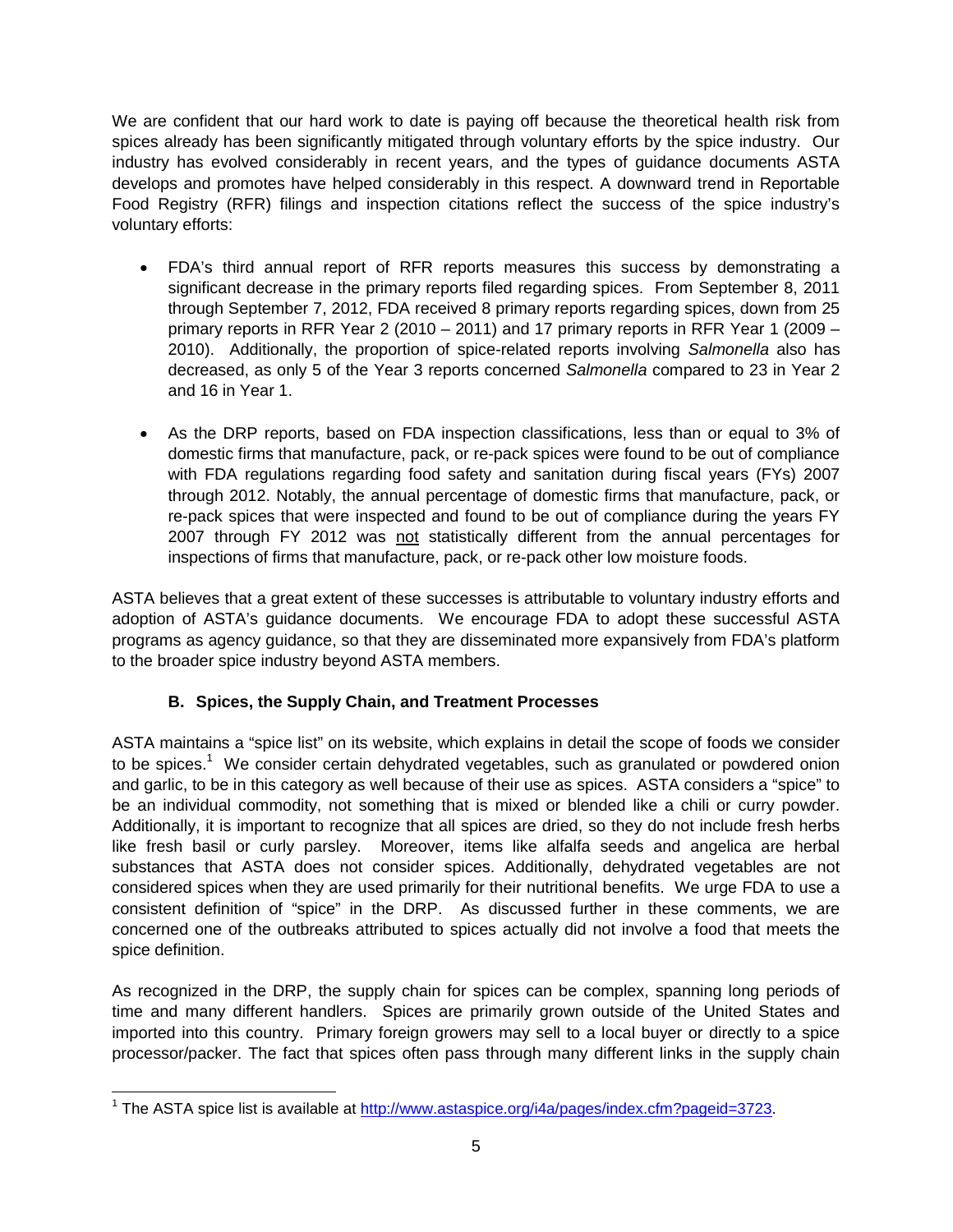We are confident that our hard work to date is paying off because the theoretical health risk from spices already has been significantly mitigated through voluntary efforts by the spice industry. Our industry has evolved considerably in recent years, and the types of guidance documents ASTA develops and promotes have helped considerably in this respect. A downward trend in Reportable Food Registry (RFR) filings and inspection citations reflect the success of the spice industry's voluntary efforts:

- FDA's third annual report of RFR reports measures this success by demonstrating a significant decrease in the primary reports filed regarding spices. From September 8, 2011 through September 7, 2012, FDA received 8 primary reports regarding spices, down from 25 primary reports in RFR Year 2 (2010 – 2011) and 17 primary reports in RFR Year 1 (2009 – 2010). Additionally, the proportion of spice-related reports involving *Salmonella* also has decreased, as only 5 of the Year 3 reports concerned *Salmonella* compared to 23 in Year 2 and 16 in Year 1.

- As the DRP reports, based on FDA inspection classifications, less than or equal to 3% of domestic firms that manufacture, pack, or re-pack spices were found to be out of compliance with FDA regulations regarding food safety and sanitation during fiscal years (FYs) 2007 through 2012. Notably, the annual percentage of domestic firms that manufacture, pack, or re-pack spices that were inspected and found to be out of compliance during the years FY 2007 through FY 2012 was <u>not</u> statistically different from the annual percentages for inspections of firms that manufacture, pack, or re-pack other low moisture foods.

ASTA believes that a great extent of these successes is attributable to voluntary industry efforts and adoption of ASTA's guidance documents. We encourage FDA to adopt these successful ASTA programs as agency guidance, so that they are disseminated more expansively from FDA's platform to the broader spice industry beyond ASTA members.

### B. Spices, the Supply Chain, and Treatment Processes

ASTA maintains a "spice list" on its website, which explains in detail the scope of foods we consider to be spices.[1] We consider certain dehydrated vegetables, such as granulated or powdered onion and garlic, to be in this category as well because of their use as spices. ASTA considers a "spice" to be an individual commodity, not something that is mixed or blended like a chili or curry powder. Additionally, it is important to recognize that all spices are dried, so they do not include fresh herbs like fresh basil or curly parsley. Moreover, items like alfalfa seeds and angelica are herbal substances that ASTA does not consider spices. Additionally, dehydrated vegetables are not considered spices when they are used primarily for their nutritional benefits. We urge FDA to use a consistent definition of "spice" in the DRP. As discussed further in these comments, we are concerned one of the outbreaks attributed to spices actually did not involve a food that meets the spice definition.

As recognized in the DRP, the supply chain for spices can be complex, spanning long periods of time and many different handlers. Spices are primarily grown outside of the United States and imported into this country. Primary foreign growers may sell to a local buyer or directly to a spice processor/packer. The fact that spices often pass through many different links in the supply chain

[1] The ASTA spice list is available at http://www.astaspice.org/i4a/pages/index.cfm?pageid=3723.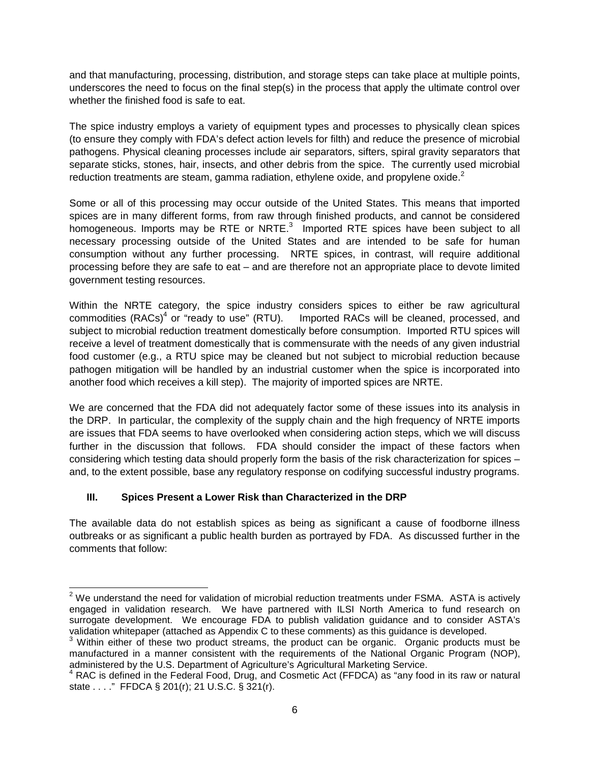and that manufacturing, processing, distribution, and storage steps can take place at multiple points, underscores the need to focus on the final step(s) in the process that apply the ultimate control over whether the finished food is safe to eat.

The spice industry employs a variety of equipment types and processes to physically clean spices (to ensure they comply with FDA's defect action levels for filth) and reduce the presence of microbial pathogens. Physical cleaning processes include air separators, sifters, spiral gravity separators that separate sticks, stones, hair, insects, and other debris from the spice. The currently used microbial reduction treatments are steam, gamma radiation, ethylene oxide, and propylene oxide.[2]

Some or all of this processing may occur outside of the United States. This means that imported spices are in many different forms, from raw through finished products, and cannot be considered homogeneous. Imports may be RTE or NRTE.[3] Imported RTE spices have been subject to all necessary processing outside of the United States and are intended to be safe for human consumption without any further processing. NRTE spices, in contrast, will require additional processing before they are safe to eat – and are therefore not an appropriate place to devote limited government testing resources.

Within the NRTE category, the spice industry considers spices to either be raw agricultural commodities (RACs)[4] or "ready to use" (RTU). Imported RACs will be cleaned, processed, and subject to microbial reduction treatment domestically before consumption. Imported RTU spices will receive a level of treatment domestically that is commensurate with the needs of any given industrial food customer (e.g., a RTU spice may be cleaned but not subject to microbial reduction because pathogen mitigation will be handled by an industrial customer when the spice is incorporated into another food which receives a kill step). The majority of imported spices are NRTE.

We are concerned that the FDA did not adequately factor some of these issues into its analysis in the DRP. In particular, the complexity of the supply chain and the high frequency of NRTE imports are issues that FDA seems to have overlooked when considering action steps, which we will discuss further in the discussion that follows. FDA should consider the impact of these factors when considering which testing data should properly form the basis of the risk characterization for spices – and, to the extent possible, base any regulatory response on codifying successful industry programs.

## III. Spices Present a Lower Risk than Characterized in the DRP

The available data do not establish spices as being as significant a cause of foodborne illness outbreaks or as significant a public health burden as portrayed by FDA. As discussed further in the comments that follow:

---

[2] We understand the need for validation of microbial reduction treatments under FSMA. ASTA is actively engaged in validation research. We have partnered with ILSI North America to fund research on surrogate development. We encourage FDA to publish validation guidance and to consider ASTA's validation whitepaper (attached as Appendix C to these comments) as this guidance is developed.

[3] Within either of these two product streams, the product can be organic. Organic products must be manufactured in a manner consistent with the requirements of the National Organic Program (NOP), administered by the U.S. Department of Agriculture's Agricultural Marketing Service.

[4] RAC is defined in the Federal Food, Drug, and Cosmetic Act (FFDCA) as "any food in its raw or natural state . . . ." FFDCA § 201(r); 21 U.S.C. § 321(r).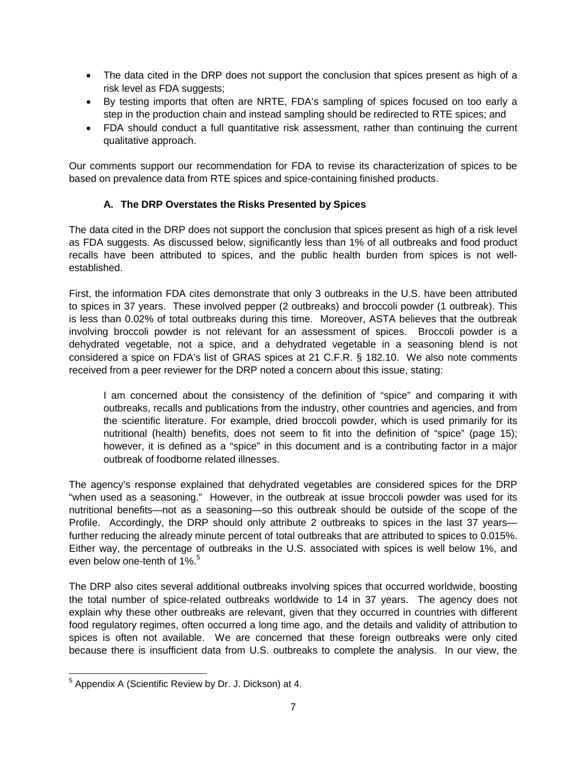- The data cited in the DRP does not support the conclusion that spices present as high of a risk level as FDA suggests;
- By testing imports that often are NRTE, FDA's sampling of spices focused on too early a step in the production chain and instead sampling should be redirected to RTE spices; and
- FDA should conduct a full quantitative risk assessment, rather than continuing the current qualitative approach.

Our comments support our recommendation for FDA to revise its characterization of spices to be based on prevalence data from RTE spices and spice-containing finished products.

### A. The DRP Overstates the Risks Presented by Spices

The data cited in the DRP does not support the conclusion that spices present as high of a risk level as FDA suggests. As discussed below, significantly less than 1% of all outbreaks and food product recalls have been attributed to spices, and the public health burden from spices is not well-established.

First, the information FDA cites demonstrate that only 3 outbreaks in the U.S. have been attributed to spices in 37 years. These involved pepper (2 outbreaks) and broccoli powder (1 outbreak). This is less than 0.02% of total outbreaks during this time. Moreover, ASTA believes that the outbreak involving broccoli powder is not relevant for an assessment of spices. Broccoli powder is a dehydrated vegetable, not a spice, and a dehydrated vegetable in a seasoning blend is not considered a spice on FDA's list of GRAS spices at 21 C.F.R. § 182.10. We also note comments received from a peer reviewer for the DRP noted a concern about this issue, stating:

> I am concerned about the consistency of the definition of "spice" and comparing it with outbreaks, recalls and publications from the industry, other countries and agencies, and from the scientific literature. For example, dried broccoli powder, which is used primarily for its nutritional (health) benefits, does not seem to fit into the definition of "spice" (page 15); however, it is defined as a "spice" in this document and is a contributing factor in a major outbreak of foodborne related illnesses.

The agency's response explained that dehydrated vegetables are considered spices for the DRP "when used as a seasoning." However, in the outbreak at issue broccoli powder was used for its nutritional benefits—not as a seasoning—so this outbreak should be outside of the scope of the Profile. Accordingly, the DRP should only attribute 2 outbreaks to spices in the last 37 years—further reducing the already minute percent of total outbreaks that are attributed to spices to 0.015%. Either way, the percentage of outbreaks in the U.S. associated with spices is well below 1%, and even below one-tenth of 1%.[5]

The DRP also cites several additional outbreaks involving spices that occurred worldwide, boosting the total number of spice-related outbreaks worldwide to 14 in 37 years. The agency does not explain why these other outbreaks are relevant, given that they occurred in countries with different food regulatory regimes, often occurred a long time ago, and the details and validity of attribution to spices is often not available. We are concerned that these foreign outbreaks were only cited because there is insufficient data from U.S. outbreaks to complete the analysis. In our view, the

[5] Appendix A (Scientific Review by Dr. J. Dickson) at 4.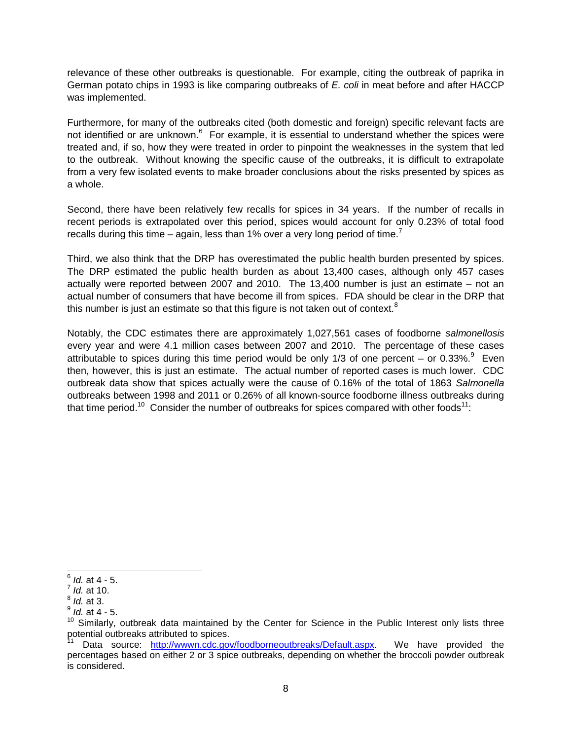relevance of these other outbreaks is questionable. For example, citing the outbreak of paprika in German potato chips in 1993 is like comparing outbreaks of *E. coli* in meat before and after HACCP was implemented.

Furthermore, for many of the outbreaks cited (both domestic and foreign) specific relevant facts are not identified or are unknown.[6] For example, it is essential to understand whether the spices were treated and, if so, how they were treated in order to pinpoint the weaknesses in the system that led to the outbreak. Without knowing the specific cause of the outbreaks, it is difficult to extrapolate from a very few isolated events to make broader conclusions about the risks presented by spices as a whole.

Second, there have been relatively few recalls for spices in 34 years. If the number of recalls in recent periods is extrapolated over this period, spices would account for only 0.23% of total food recalls during this time – again, less than 1% over a very long period of time.[7]

Third, we also think that the DRP has overestimated the public health burden presented by spices. The DRP estimated the public health burden as about 13,400 cases, although only 457 cases actually were reported between 2007 and 2010. The 13,400 number is just an estimate – not an actual number of consumers that have become ill from spices. FDA should be clear in the DRP that this number is just an estimate so that this figure is not taken out of context.[8]

Notably, the CDC estimates there are approximately 1,027,561 cases of foodborne *salmonellosis* every year and were 4.1 million cases between 2007 and 2010. The percentage of these cases attributable to spices during this time period would be only 1/3 of one percent – or 0.33%.[9] Even then, however, this is just an estimate. The actual number of reported cases is much lower. CDC outbreak data show that spices actually were the cause of 0.16% of the total of 1863 *Salmonella* outbreaks between 1998 and 2011 or 0.26% of all known-source foodborne illness outbreaks during that time period.[10] Consider the number of outbreaks for spices compared with other foods[11]:

---

[6] *Id.* at 4 - 5.

[7] *Id.* at 10.

[8] *Id.* at 3.

[9] *Id.* at 4 - 5.

[10] Similarly, outbreak data maintained by the Center for Science in the Public Interest only lists three potential outbreaks attributed to spices.

[11] Data source: http://wwwn.cdc.gov/foodborneoutbreaks/Default.aspx. We have provided the percentages based on either 2 or 3 spice outbreaks, depending on whether the broccoli powder outbreak is considered.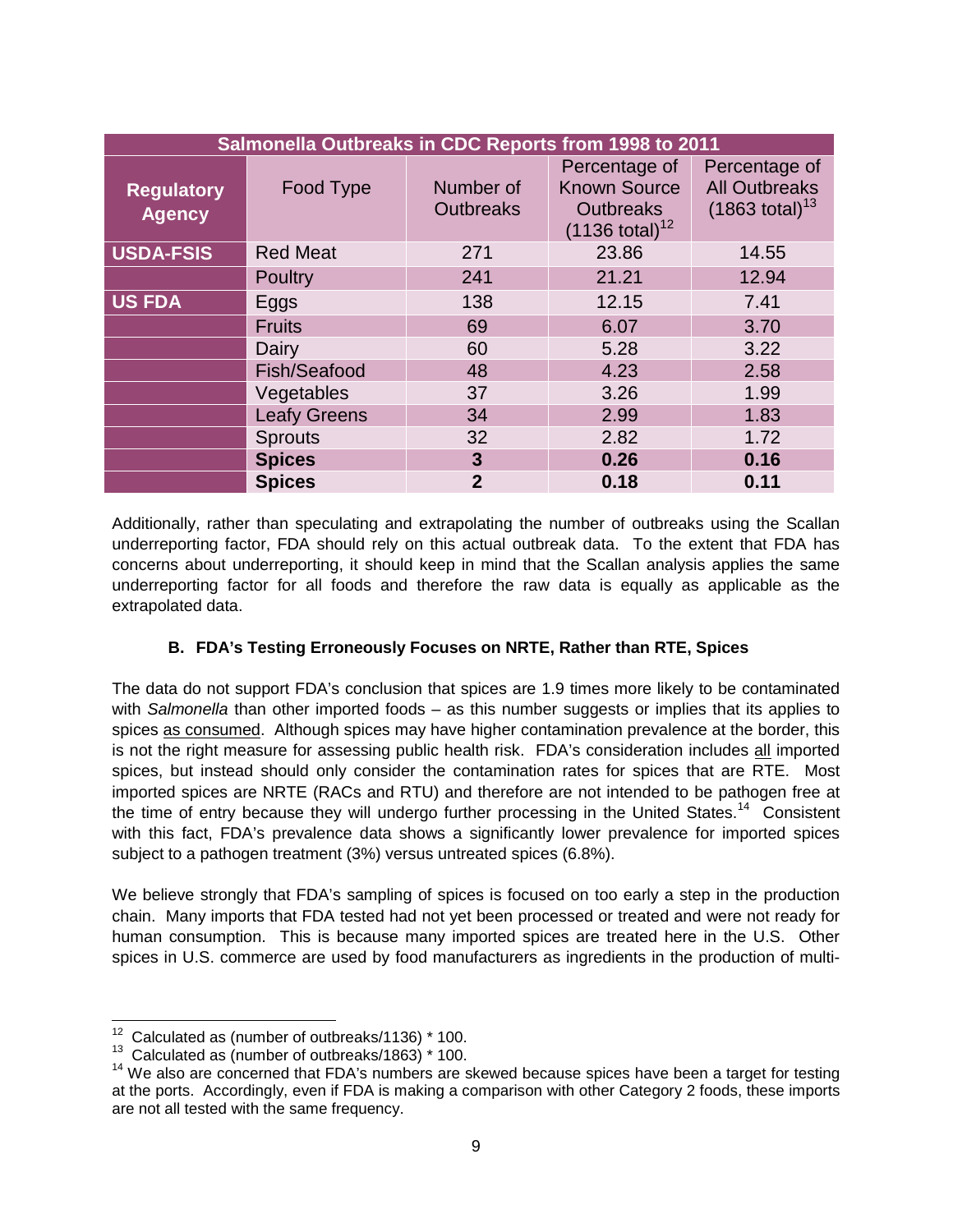| Salmonella Outbreaks in CDC Reports from 1998 to 2011 | | | | |
|---|---|---|---|---|
| **Regulatory Agency** | Food Type | Number of Outbreaks | Percentage of Known Source Outbreaks (1136 total)[12] | Percentage of All Outbreaks (1863 total)[13] |
| **USDA-FSIS** | Red Meat | 271 | 23.86 | 14.55 |
| | Poultry | 241 | 21.21 | 12.94 |
| **US FDA** | Eggs | 138 | 12.15 | 7.41 |
| | Fruits | 69 | 6.07 | 3.70 |
| | Dairy | 60 | 5.28 | 3.22 |
| | Fish/Seafood | 48 | 4.23 | 2.58 |
| | Vegetables | 37 | 3.26 | 1.99 |
| | Leafy Greens | 34 | 2.99 | 1.83 |
| | Sprouts | 32 | 2.82 | 1.72 |
| | **Spices** | **3** | **0.26** | **0.16** |
| | **Spices** | **2** | **0.18** | **0.11** |

Additionally, rather than speculating and extrapolating the number of outbreaks using the Scallan underreporting factor, FDA should rely on this actual outbreak data. To the extent that FDA has concerns about underreporting, it should keep in mind that the Scallan analysis applies the same underreporting factor for all foods and therefore the raw data is equally as applicable as the extrapolated data.

### B. FDA's Testing Erroneously Focuses on NRTE, Rather than RTE, Spices

The data do not support FDA's conclusion that spices are 1.9 times more likely to be contaminated with *Salmonella* than other imported foods – as this number suggests or implies that its applies to spices as consumed. Although spices may have higher contamination prevalence at the border, this is not the right measure for assessing public health risk. FDA's consideration includes all imported spices, but instead should only consider the contamination rates for spices that are RTE. Most imported spices are NRTE (RACs and RTU) and therefore are not intended to be pathogen free at the time of entry because they will undergo further processing in the United States.[14] Consistent with this fact, FDA's prevalence data shows a significantly lower prevalence for imported spices subject to a pathogen treatment (3%) versus untreated spices (6.8%).

We believe strongly that FDA's sampling of spices is focused on too early a step in the production chain. Many imports that FDA tested had not yet been processed or treated and were not ready for human consumption. This is because many imported spices are treated here in the U.S. Other spices in U.S. commerce are used by food manufacturers as ingredients in the production of multi-

---

[12] Calculated as (number of outbreaks/1136) * 100.

[13] Calculated as (number of outbreaks/1863) * 100.

[14] We also are concerned that FDA's numbers are skewed because spices have been a target for testing at the ports. Accordingly, even if FDA is making a comparison with other Category 2 foods, these imports are not all tested with the same frequency.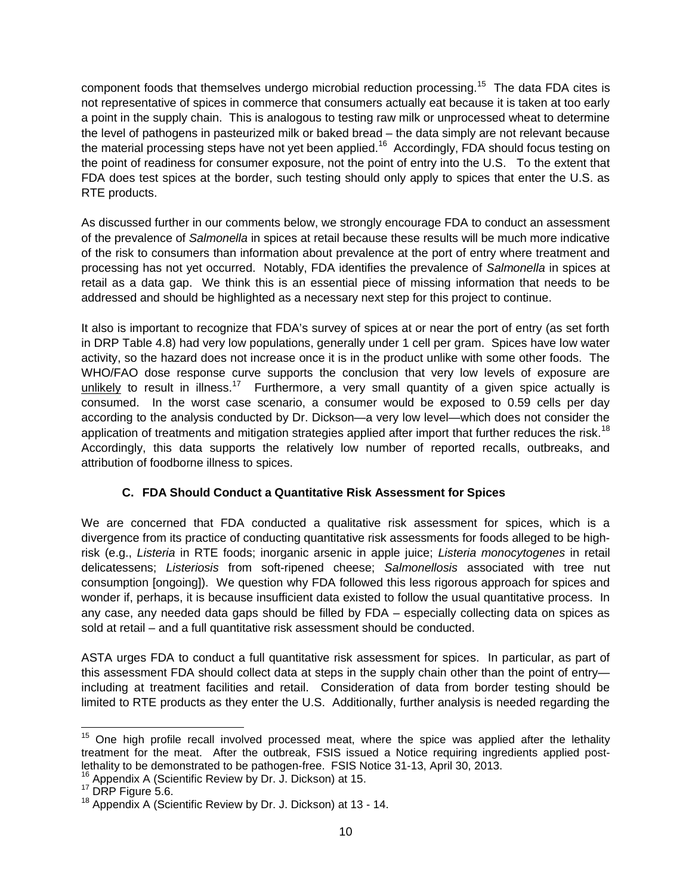component foods that themselves undergo microbial reduction processing.[15] The data FDA cites is not representative of spices in commerce that consumers actually eat because it is taken at too early a point in the supply chain. This is analogous to testing raw milk or unprocessed wheat to determine the level of pathogens in pasteurized milk or baked bread – the data simply are not relevant because the material processing steps have not yet been applied.[16] Accordingly, FDA should focus testing on the point of readiness for consumer exposure, not the point of entry into the U.S. To the extent that FDA does test spices at the border, such testing should only apply to spices that enter the U.S. as RTE products.

As discussed further in our comments below, we strongly encourage FDA to conduct an assessment of the prevalence of *Salmonella* in spices at retail because these results will be much more indicative of the risk to consumers than information about prevalence at the port of entry where treatment and processing has not yet occurred. Notably, FDA identifies the prevalence of *Salmonella* in spices at retail as a data gap. We think this is an essential piece of missing information that needs to be addressed and should be highlighted as a necessary next step for this project to continue.

It also is important to recognize that FDA's survey of spices at or near the port of entry (as set forth in DRP Table 4.8) had very low populations, generally under 1 cell per gram. Spices have low water activity, so the hazard does not increase once it is in the product unlike with some other foods. The WHO/FAO dose response curve supports the conclusion that very low levels of exposure are <u>unlikely</u> to result in illness.[17] Furthermore, a very small quantity of a given spice actually is consumed. In the worst case scenario, a consumer would be exposed to 0.59 cells per day according to the analysis conducted by Dr. Dickson—a very low level—which does not consider the application of treatments and mitigation strategies applied after import that further reduces the risk.[18] Accordingly, this data supports the relatively low number of reported recalls, outbreaks, and attribution of foodborne illness to spices.

### C. FDA Should Conduct a Quantitative Risk Assessment for Spices

We are concerned that FDA conducted a qualitative risk assessment for spices, which is a divergence from its practice of conducting quantitative risk assessments for foods alleged to be high-risk (e.g., *Listeria* in RTE foods; inorganic arsenic in apple juice; *Listeria monocytogenes* in retail delicatessens; *Listeriosis* from soft-ripened cheese; *Salmonellosis* associated with tree nut consumption [ongoing]). We question why FDA followed this less rigorous approach for spices and wonder if, perhaps, it is because insufficient data existed to follow the usual quantitative process. In any case, any needed data gaps should be filled by FDA – especially collecting data on spices as sold at retail – and a full quantitative risk assessment should be conducted.

ASTA urges FDA to conduct a full quantitative risk assessment for spices. In particular, as part of this assessment FDA should collect data at steps in the supply chain other than the point of entry—including at treatment facilities and retail. Consideration of data from border testing should be limited to RTE products as they enter the U.S. Additionally, further analysis is needed regarding the

---

[15] One high profile recall involved processed meat, where the spice was applied after the lethality treatment for the meat. After the outbreak, FSIS issued a Notice requiring ingredients applied post-lethality to be demonstrated to be pathogen-free. FSIS Notice 31-13, April 30, 2013.

[16] Appendix A (Scientific Review by Dr. J. Dickson) at 15.

[17] DRP Figure 5.6.

[18] Appendix A (Scientific Review by Dr. J. Dickson) at 13 - 14.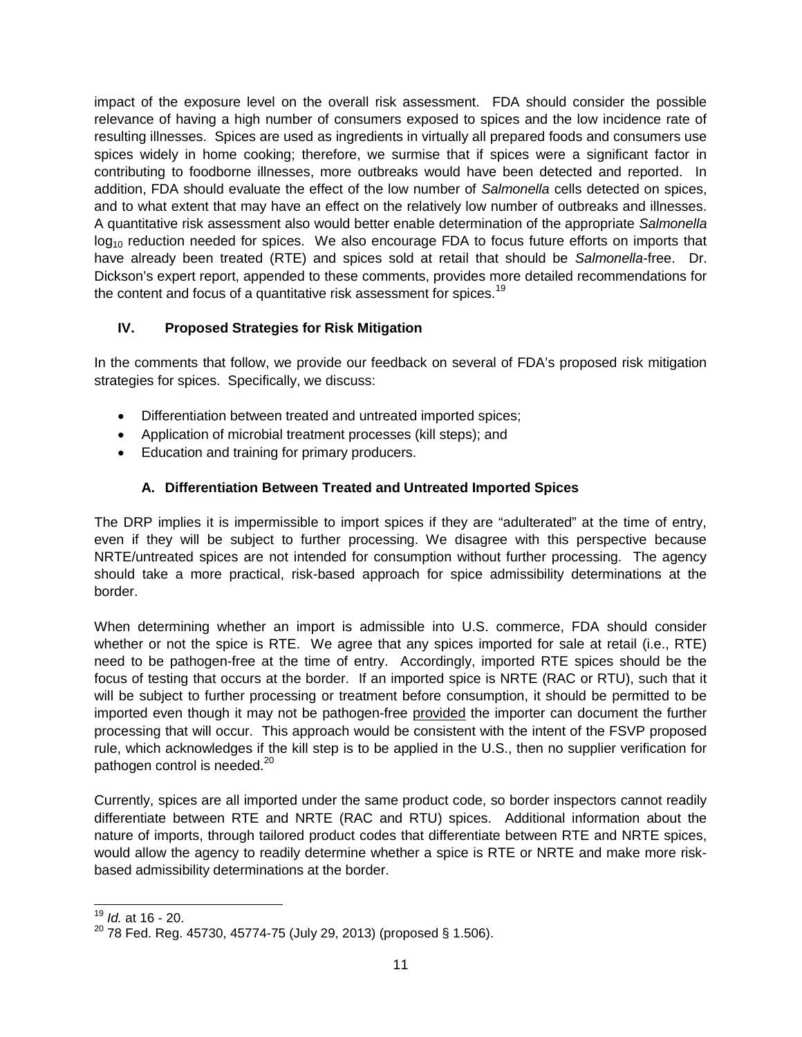impact of the exposure level on the overall risk assessment. FDA should consider the possible relevance of having a high number of consumers exposed to spices and the low incidence rate of resulting illnesses. Spices are used as ingredients in virtually all prepared foods and consumers use spices widely in home cooking; therefore, we surmise that if spices were a significant factor in contributing to foodborne illnesses, more outbreaks would have been detected and reported. In addition, FDA should evaluate the effect of the low number of *Salmonella* cells detected on spices, and to what extent that may have an effect on the relatively low number of outbreaks and illnesses. A quantitative risk assessment also would better enable determination of the appropriate *Salmonella* $\log_{10}$ reduction needed for spices. We also encourage FDA to focus future efforts on imports that have already been treated (RTE) and spices sold at retail that should be *Salmonella*-free. Dr. Dickson's expert report, appended to these comments, provides more detailed recommendations for the content and focus of a quantitative risk assessment for spices.[19]

## IV. Proposed Strategies for Risk Mitigation

In the comments that follow, we provide our feedback on several of FDA's proposed risk mitigation strategies for spices. Specifically, we discuss:

- Differentiation between treated and untreated imported spices;
- Application of microbial treatment processes (kill steps); and
- Education and training for primary producers.

### A. Differentiation Between Treated and Untreated Imported Spices

The DRP implies it is impermissible to import spices if they are "adulterated" at the time of entry, even if they will be subject to further processing. We disagree with this perspective because NRTE/untreated spices are not intended for consumption without further processing. The agency should take a more practical, risk-based approach for spice admissibility determinations at the border.

When determining whether an import is admissible into U.S. commerce, FDA should consider whether or not the spice is RTE. We agree that any spices imported for sale at retail (i.e., RTE) need to be pathogen-free at the time of entry. Accordingly, imported RTE spices should be the focus of testing that occurs at the border. If an imported spice is NRTE (RAC or RTU), such that it will be subject to further processing or treatment before consumption, it should be permitted to be imported even though it may not be pathogen-free provided the importer can document the further processing that will occur. This approach would be consistent with the intent of the FSVP proposed rule, which acknowledges if the kill step is to be applied in the U.S., then no supplier verification for pathogen control is needed.[20]

Currently, spices are all imported under the same product code, so border inspectors cannot readily differentiate between RTE and NRTE (RAC and RTU) spices. Additional information about the nature of imports, through tailored product codes that differentiate between RTE and NRTE spices, would allow the agency to readily determine whether a spice is RTE or NRTE and make more risk-based admissibility determinations at the border.

---

[19] *Id.* at 16 - 20.

[20] 78 Fed. Reg. 45730, 45774-75 (July 29, 2013) (proposed § 1.506).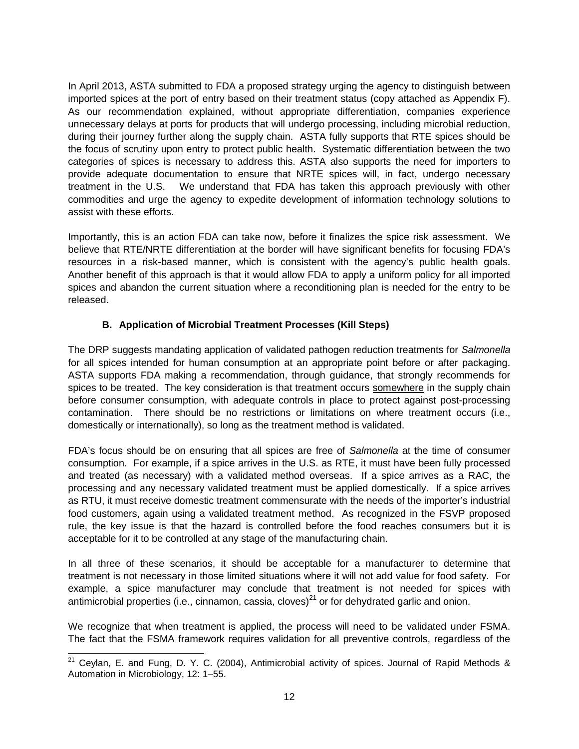In April 2013, ASTA submitted to FDA a proposed strategy urging the agency to distinguish between imported spices at the port of entry based on their treatment status (copy attached as Appendix F). As our recommendation explained, without appropriate differentiation, companies experience unnecessary delays at ports for products that will undergo processing, including microbial reduction, during their journey further along the supply chain. ASTA fully supports that RTE spices should be the focus of scrutiny upon entry to protect public health. Systematic differentiation between the two categories of spices is necessary to address this. ASTA also supports the need for importers to provide adequate documentation to ensure that NRTE spices will, in fact, undergo necessary treatment in the U.S. We understand that FDA has taken this approach previously with other commodities and urge the agency to expedite development of information technology solutions to assist with these efforts.

Importantly, this is an action FDA can take now, before it finalizes the spice risk assessment. We believe that RTE/NRTE differentiation at the border will have significant benefits for focusing FDA's resources in a risk-based manner, which is consistent with the agency's public health goals. Another benefit of this approach is that it would allow FDA to apply a uniform policy for all imported spices and abandon the current situation where a reconditioning plan is needed for the entry to be released.

### B. Application of Microbial Treatment Processes (Kill Steps)

The DRP suggests mandating application of validated pathogen reduction treatments for *Salmonella* for all spices intended for human consumption at an appropriate point before or after packaging. ASTA supports FDA making a recommendation, through guidance, that strongly recommends for spices to be treated. The key consideration is that treatment occurs <u>somewhere</u> in the supply chain before consumer consumption, with adequate controls in place to protect against post-processing contamination. There should be no restrictions or limitations on where treatment occurs (i.e., domestically or internationally), so long as the treatment method is validated.

FDA's focus should be on ensuring that all spices are free of *Salmonella* at the time of consumer consumption. For example, if a spice arrives in the U.S. as RTE, it must have been fully processed and treated (as necessary) with a validated method overseas. If a spice arrives as a RAC, the processing and any necessary validated treatment must be applied domestically. If a spice arrives as RTU, it must receive domestic treatment commensurate with the needs of the importer's industrial food customers, again using a validated treatment method. As recognized in the FSVP proposed rule, the key issue is that the hazard is controlled before the food reaches consumers but it is acceptable for it to be controlled at any stage of the manufacturing chain.

In all three of these scenarios, it should be acceptable for a manufacturer to determine that treatment is not necessary in those limited situations where it will not add value for food safety. For example, a spice manufacturer may conclude that treatment is not needed for spices with antimicrobial properties (i.e., cinnamon, cassia, cloves)[21] or for dehydrated garlic and onion.

We recognize that when treatment is applied, the process will need to be validated under FSMA. The fact that the FSMA framework requires validation for all preventive controls, regardless of the

---

[21] Ceylan, E. and Fung, D. Y. C. (2004), Antimicrobial activity of spices. Journal of Rapid Methods & Automation in Microbiology, 12: 1–55.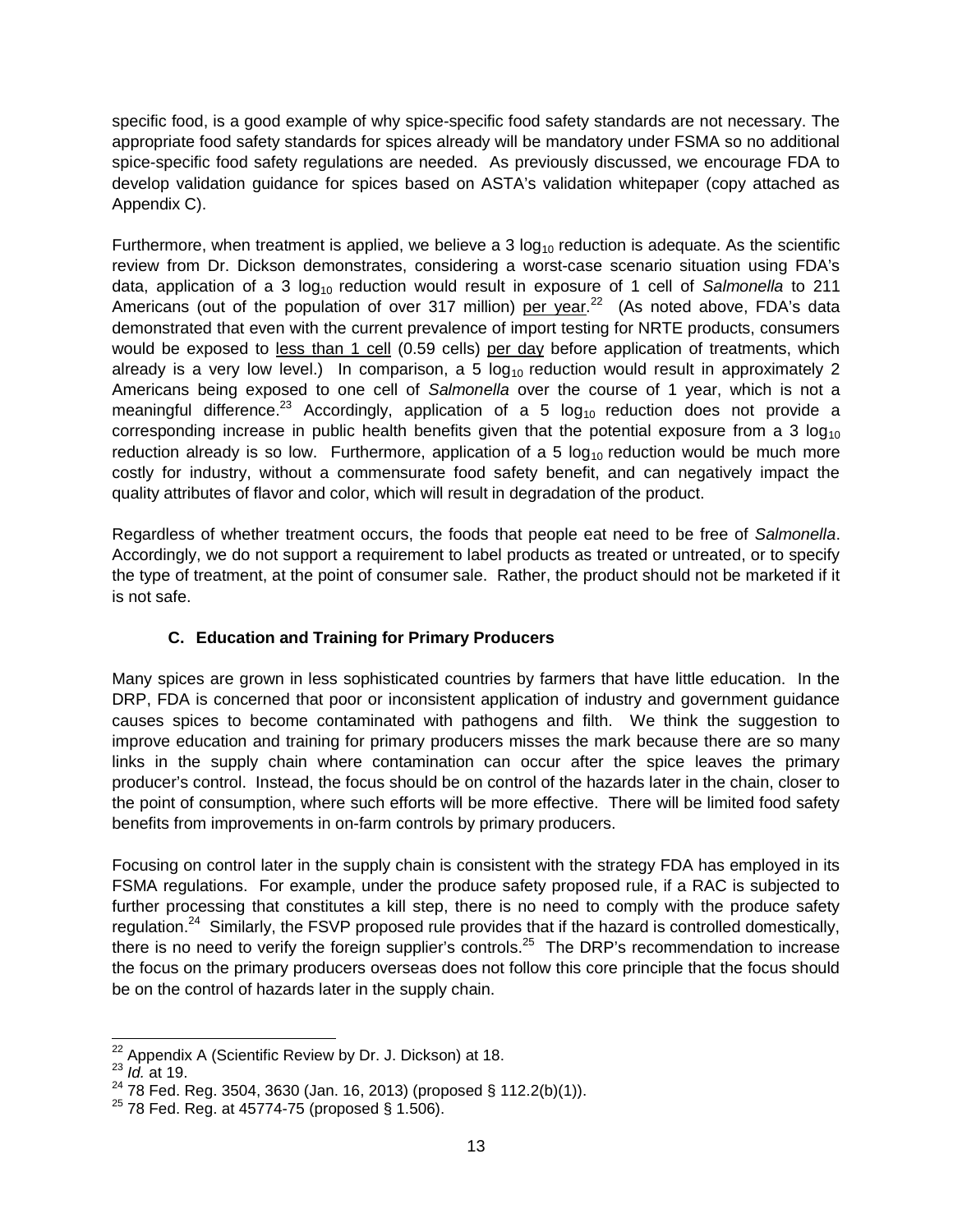specific food, is a good example of why spice-specific food safety standards are not necessary. The appropriate food safety standards for spices already will be mandatory under FSMA so no additional spice-specific food safety regulations are needed. As previously discussed, we encourage FDA to develop validation guidance for spices based on ASTA's validation whitepaper (copy attached as Appendix C).

Furthermore, when treatment is applied, we believe a 3 $\log_{10}$ reduction is adequate. As the scientific review from Dr. Dickson demonstrates, considering a worst-case scenario situation using FDA's data, application of a 3 $\log_{10}$ reduction would result in exposure of 1 cell of *Salmonella* to 211 Americans (out of the population of over 317 million) <u>per year</u>.[22] (As noted above, FDA's data demonstrated that even with the current prevalence of import testing for NRTE products, consumers would be exposed to <u>less than 1 cell</u> (0.59 cells) <u>per day</u> before application of treatments, which already is a very low level.) In comparison, a 5 $\log_{10}$ reduction would result in approximately 2 Americans being exposed to one cell of *Salmonella* over the course of 1 year, which is not a meaningful difference.[23] Accordingly, application of a 5 $\log_{10}$ reduction does not provide a corresponding increase in public health benefits given that the potential exposure from a 3 $\log_{10}$ reduction already is so low. Furthermore, application of a 5 $\log_{10}$ reduction would be much more costly for industry, without a commensurate food safety benefit, and can negatively impact the quality attributes of flavor and color, which will result in degradation of the product.

Regardless of whether treatment occurs, the foods that people eat need to be free of *Salmonella*. Accordingly, we do not support a requirement to label products as treated or untreated, or to specify the type of treatment, at the point of consumer sale. Rather, the product should not be marketed if it is not safe.

### C. Education and Training for Primary Producers

Many spices are grown in less sophisticated countries by farmers that have little education. In the DRP, FDA is concerned that poor or inconsistent application of industry and government guidance causes spices to become contaminated with pathogens and filth. We think the suggestion to improve education and training for primary producers misses the mark because there are so many links in the supply chain where contamination can occur after the spice leaves the primary producer's control. Instead, the focus should be on control of the hazards later in the chain, closer to the point of consumption, where such efforts will be more effective. There will be limited food safety benefits from improvements in on-farm controls by primary producers.

Focusing on control later in the supply chain is consistent with the strategy FDA has employed in its FSMA regulations. For example, under the produce safety proposed rule, if a RAC is subjected to further processing that constitutes a kill step, there is no need to comply with the produce safety regulation.[24] Similarly, the FSVP proposed rule provides that if the hazard is controlled domestically, there is no need to verify the foreign supplier's controls.[25] The DRP's recommendation to increase the focus on the primary producers overseas does not follow this core principle that the focus should be on the control of hazards later in the supply chain.

---

[22] Appendix A (Scientific Review by Dr. J. Dickson) at 18.

[23] *Id.* at 19.

[24] 78 Fed. Reg. 3504, 3630 (Jan. 16, 2013) (proposed § 112.2(b)(1)).

[25] 78 Fed. Reg. at 45774-75 (proposed § 1.506).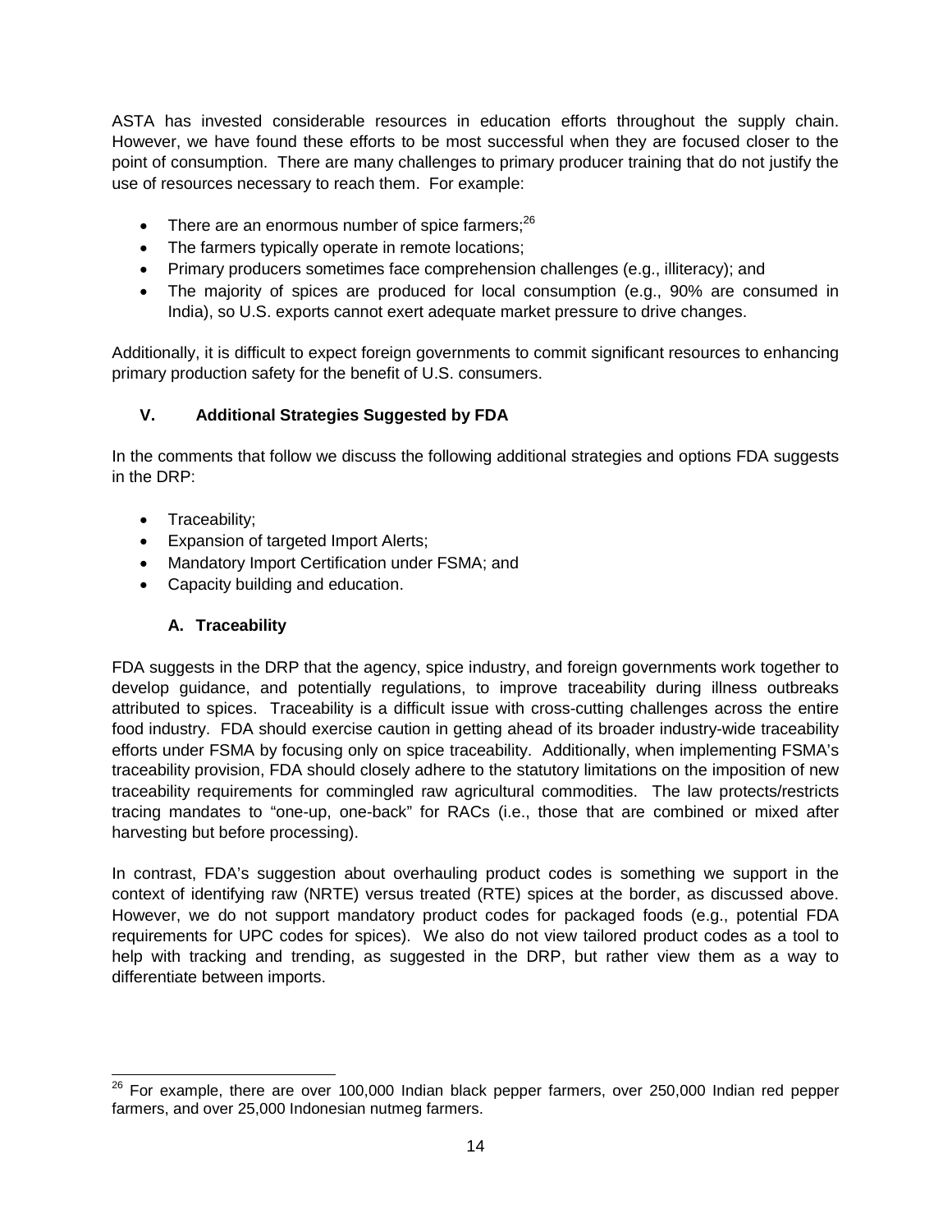ASTA has invested considerable resources in education efforts throughout the supply chain. However, we have found these efforts to be most successful when they are focused closer to the point of consumption. There are many challenges to primary producer training that do not justify the use of resources necessary to reach them. For example:

- There are an enormous number of spice farmers;[26]
- The farmers typically operate in remote locations;
- Primary producers sometimes face comprehension challenges (e.g., illiteracy); and
- The majority of spices are produced for local consumption (e.g., 90% are consumed in India), so U.S. exports cannot exert adequate market pressure to drive changes.

Additionally, it is difficult to expect foreign governments to commit significant resources to enhancing primary production safety for the benefit of U.S. consumers.

## V. Additional Strategies Suggested by FDA

In the comments that follow we discuss the following additional strategies and options FDA suggests in the DRP:

- Traceability;
- Expansion of targeted Import Alerts;
- Mandatory Import Certification under FSMA; and
- Capacity building and education.

### A. Traceability

FDA suggests in the DRP that the agency, spice industry, and foreign governments work together to develop guidance, and potentially regulations, to improve traceability during illness outbreaks attributed to spices. Traceability is a difficult issue with cross-cutting challenges across the entire food industry. FDA should exercise caution in getting ahead of its broader industry-wide traceability efforts under FSMA by focusing only on spice traceability. Additionally, when implementing FSMA's traceability provision, FDA should closely adhere to the statutory limitations on the imposition of new traceability requirements for commingled raw agricultural commodities. The law protects/restricts tracing mandates to "one-up, one-back" for RACs (i.e., those that are combined or mixed after harvesting but before processing).

In contrast, FDA's suggestion about overhauling product codes is something we support in the context of identifying raw (NRTE) versus treated (RTE) spices at the border, as discussed above. However, we do not support mandatory product codes for packaged foods (e.g., potential FDA requirements for UPC codes for spices). We also do not view tailored product codes as a tool to help with tracking and trending, as suggested in the DRP, but rather view them as a way to differentiate between imports.

---

[26] For example, there are over 100,000 Indian black pepper farmers, over 250,000 Indian red pepper farmers, and over 25,000 Indonesian nutmeg farmers.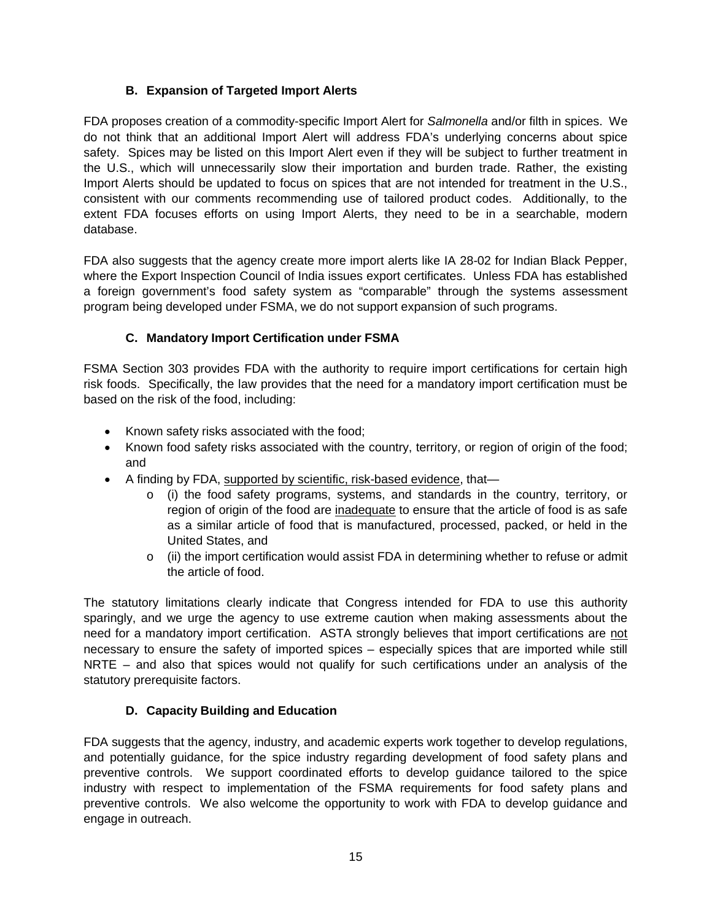### B. Expansion of Targeted Import Alerts

FDA proposes creation of a commodity-specific Import Alert for *Salmonella* and/or filth in spices. We do not think that an additional Import Alert will address FDA's underlying concerns about spice safety. Spices may be listed on this Import Alert even if they will be subject to further treatment in the U.S., which will unnecessarily slow their importation and burden trade. Rather, the existing Import Alerts should be updated to focus on spices that are not intended for treatment in the U.S., consistent with our comments recommending use of tailored product codes. Additionally, to the extent FDA focuses efforts on using Import Alerts, they need to be in a searchable, modern database.

FDA also suggests that the agency create more import alerts like IA 28-02 for Indian Black Pepper, where the Export Inspection Council of India issues export certificates. Unless FDA has established a foreign government's food safety system as "comparable" through the systems assessment program being developed under FSMA, we do not support expansion of such programs.

### C. Mandatory Import Certification under FSMA

FSMA Section 303 provides FDA with the authority to require import certifications for certain high risk foods. Specifically, the law provides that the need for a mandatory import certification must be based on the risk of the food, including:

- Known safety risks associated with the food;
- Known food safety risks associated with the country, territory, or region of origin of the food; and
- A finding by FDA, <u>supported by scientific, risk-based evidence</u>, that—
  - (i) the food safety programs, systems, and standards in the country, territory, or region of origin of the food are <u>inadequate</u> to ensure that the article of food is as safe as a similar article of food that is manufactured, processed, packed, or held in the United States, and
  - (ii) the import certification would assist FDA in determining whether to refuse or admit the article of food.

The statutory limitations clearly indicate that Congress intended for FDA to use this authority sparingly, and we urge the agency to use extreme caution when making assessments about the need for a mandatory import certification. ASTA strongly believes that import certifications are <u>not</u> necessary to ensure the safety of imported spices – especially spices that are imported while still NRTE – and also that spices would not qualify for such certifications under an analysis of the statutory prerequisite factors.

### D. Capacity Building and Education

FDA suggests that the agency, industry, and academic experts work together to develop regulations, and potentially guidance, for the spice industry regarding development of food safety plans and preventive controls. We support coordinated efforts to develop guidance tailored to the spice industry with respect to implementation of the FSMA requirements for food safety plans and preventive controls. We also welcome the opportunity to work with FDA to develop guidance and engage in outreach.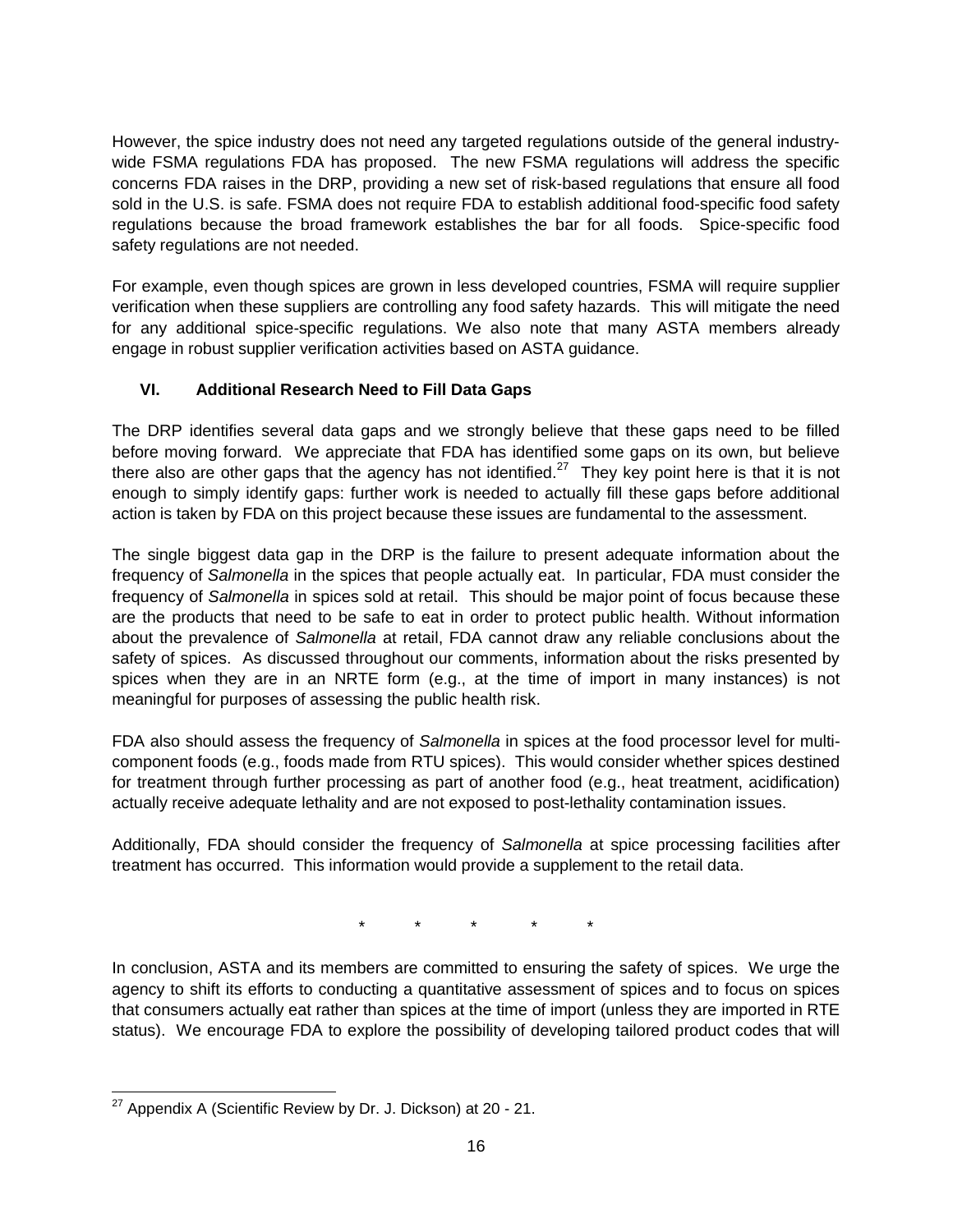However, the spice industry does not need any targeted regulations outside of the general industry-wide FSMA regulations FDA has proposed. The new FSMA regulations will address the specific concerns FDA raises in the DRP, providing a new set of risk-based regulations that ensure all food sold in the U.S. is safe. FSMA does not require FDA to establish additional food-specific food safety regulations because the broad framework establishes the bar for all foods. Spice-specific food safety regulations are not needed.

For example, even though spices are grown in less developed countries, FSMA will require supplier verification when these suppliers are controlling any food safety hazards. This will mitigate the need for any additional spice-specific regulations. We also note that many ASTA members already engage in robust supplier verification activities based on ASTA guidance.

## VI. Additional Research Need to Fill Data Gaps

The DRP identifies several data gaps and we strongly believe that these gaps need to be filled before moving forward. We appreciate that FDA has identified some gaps on its own, but believe there also are other gaps that the agency has not identified.[27] They key point here is that it is not enough to simply identify gaps: further work is needed to actually fill these gaps before additional action is taken by FDA on this project because these issues are fundamental to the assessment.

The single biggest data gap in the DRP is the failure to present adequate information about the frequency of *Salmonella* in the spices that people actually eat. In particular, FDA must consider the frequency of *Salmonella* in spices sold at retail. This should be major point of focus because these are the products that need to be safe to eat in order to protect public health. Without information about the prevalence of *Salmonella* at retail, FDA cannot draw any reliable conclusions about the safety of spices. As discussed throughout our comments, information about the risks presented by spices when they are in an NRTE form (e.g., at the time of import in many instances) is not meaningful for purposes of assessing the public health risk.

FDA also should assess the frequency of *Salmonella* in spices at the food processor level for multi-component foods (e.g., foods made from RTU spices). This would consider whether spices destined for treatment through further processing as part of another food (e.g., heat treatment, acidification) actually receive adequate lethality and are not exposed to post-lethality contamination issues.

Additionally, FDA should consider the frequency of *Salmonella* at spice processing facilities after treatment has occurred. This information would provide a supplement to the retail data.

\* \* \* \* \*

In conclusion, ASTA and its members are committed to ensuring the safety of spices. We urge the agency to shift its efforts to conducting a quantitative assessment of spices and to focus on spices that consumers actually eat rather than spices at the time of import (unless they are imported in RTE status). We encourage FDA to explore the possibility of developing tailored product codes that will

---

[27] Appendix A (Scientific Review by Dr. J. Dickson) at 20 - 21.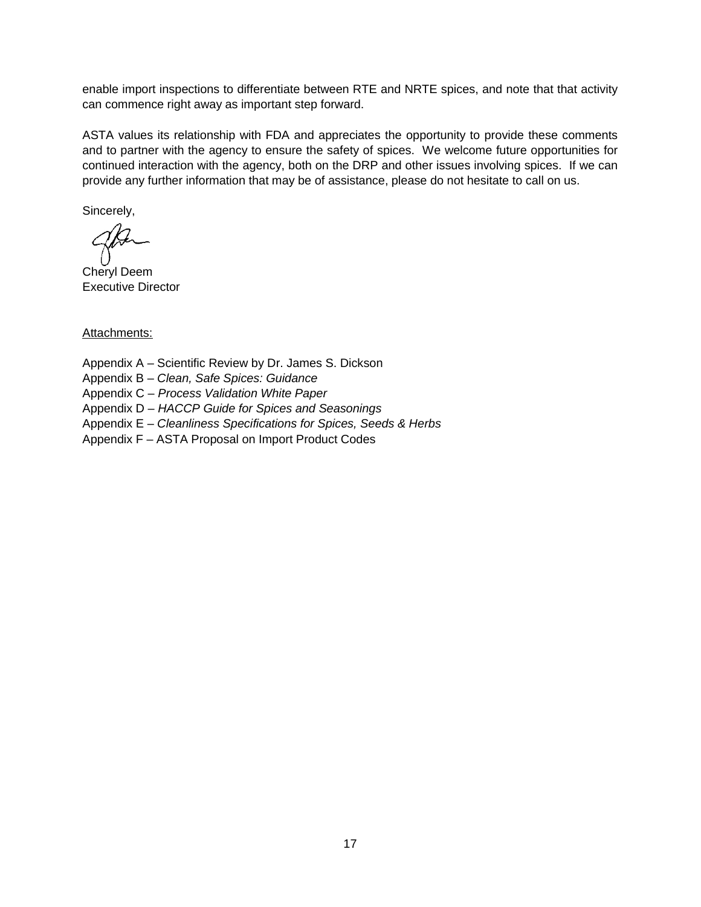enable import inspections to differentiate between RTE and NRTE spices, and note that that activity can commence right away as important step forward.

ASTA values its relationship with FDA and appreciates the opportunity to provide these comments and to partner with the agency to ensure the safety of spices. We welcome future opportunities for continued interaction with the agency, both on the DRP and other issues involving spices. If we can provide any further information that may be of assistance, please do not hesitate to call on us.

Sincerely,

Cheryl Deem
Executive Director

<u>Attachments:</u>

Appendix A – Scientific Review by Dr. James S. Dickson
Appendix B – *Clean, Safe Spices: Guidance*
Appendix C – *Process Validation White Paper*
Appendix D – *HACCP Guide for Spices and Seasonings*
Appendix E – *Cleanliness Specifications for Spices, Seeds & Herbs*
Appendix F – ASTA Proposal on Import Product Codes